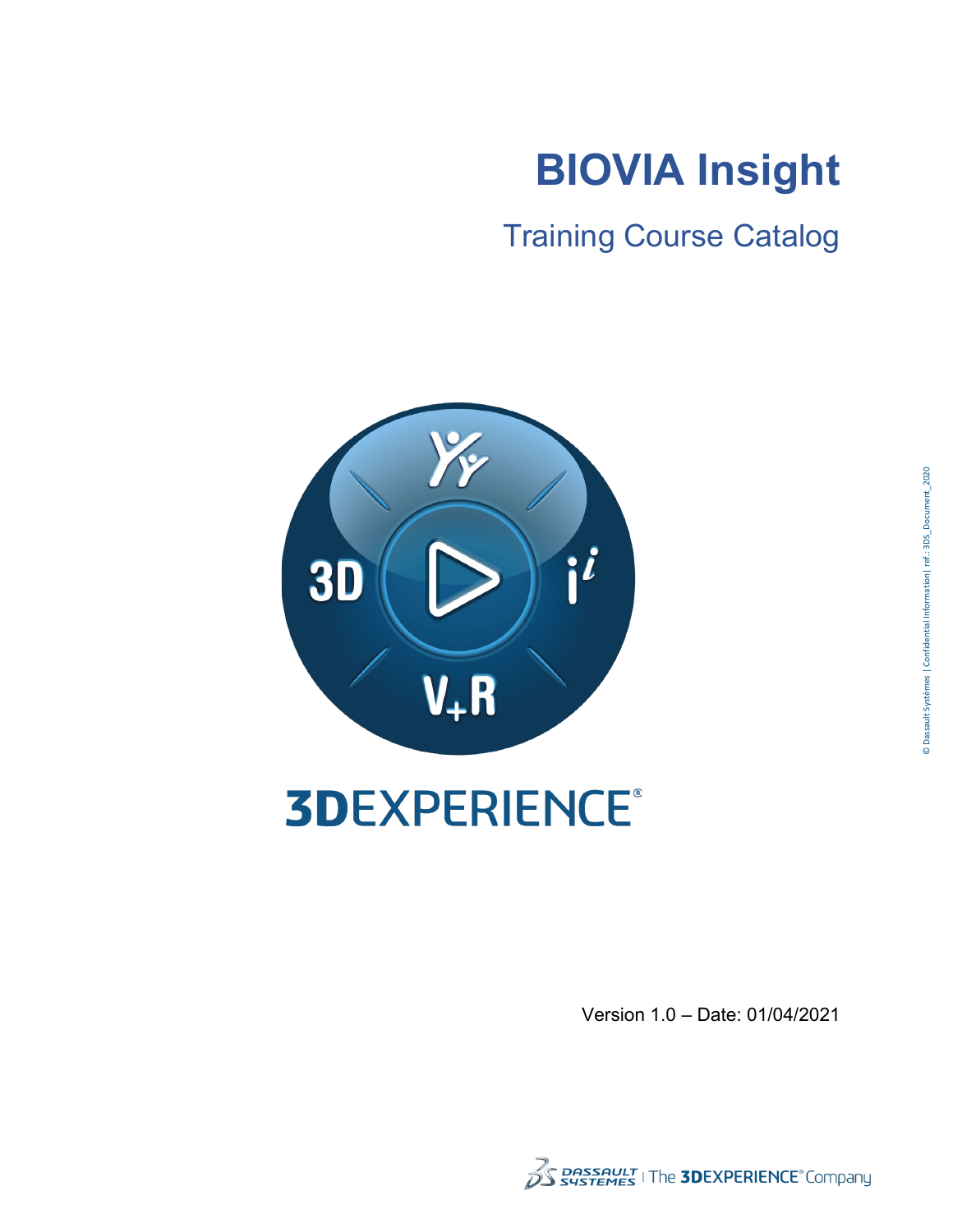# BIOVIA Insight

## Training Course Catalog

3DEXPERIENCE®

Version 1.0 – Date: 01/04/2021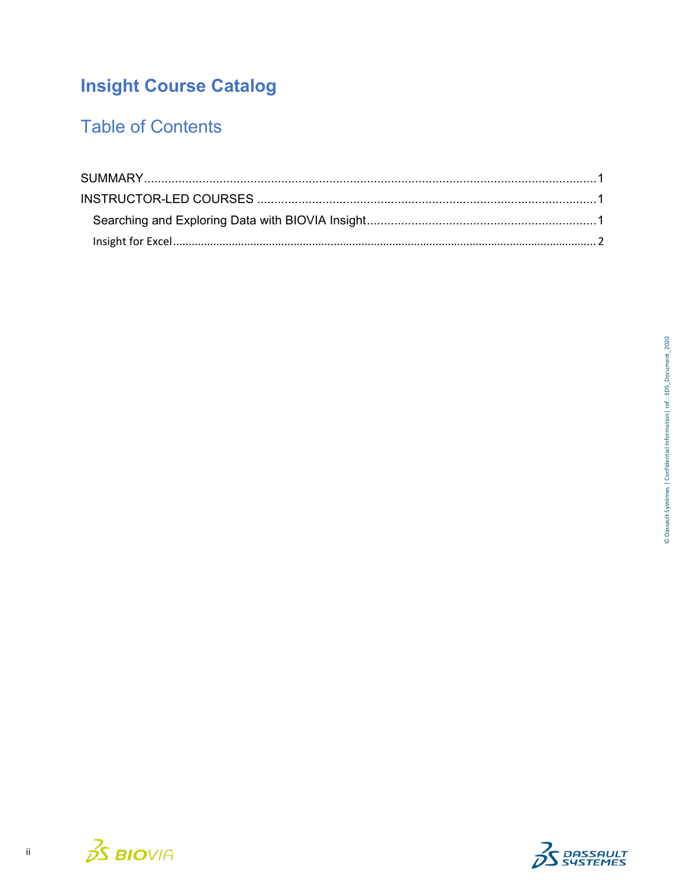# Insight Course Catalog

## Table of Contents

SUMMARY ........................................................................................................................... 1

INSTRUCTOR-LED COURSES ............................................................................................ 1

- Searching and Exploring Data with BIOVIA Insight ........................................................... 1
- Insight for Excel ................................................................................................................ 2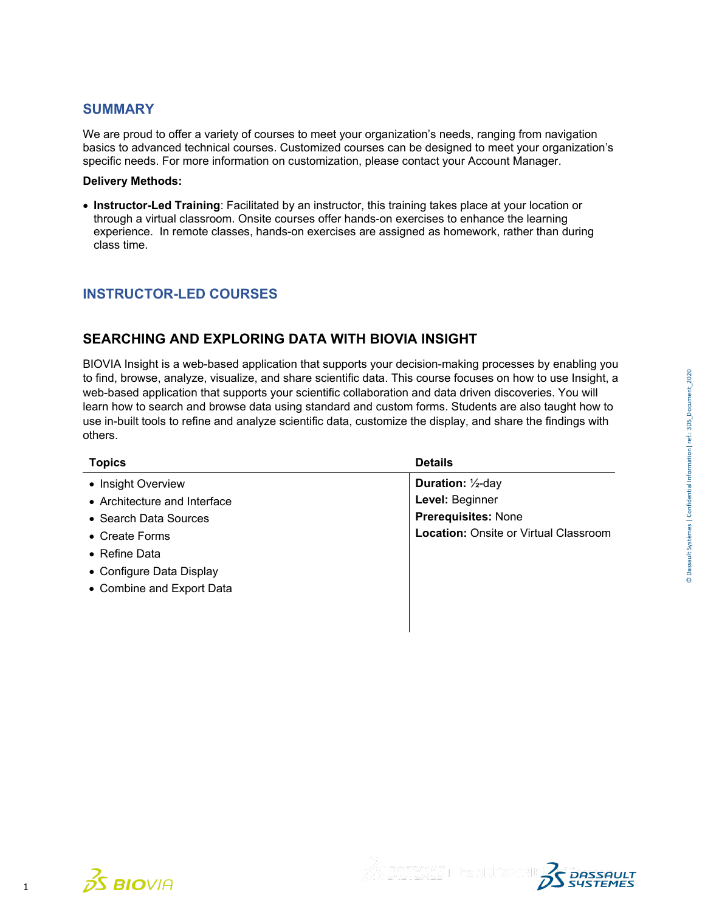## SUMMARY

We are proud to offer a variety of courses to meet your organization's needs, ranging from navigation basics to advanced technical courses. Customized courses can be designed to meet your organization's specific needs. For more information on customization, please contact your Account Manager.

**Delivery Methods:**

- **Instructor-Led Training**: Facilitated by an instructor, this training takes place at your location or through a virtual classroom. Onsite courses offer hands-on exercises to enhance the learning experience. In remote classes, hands-on exercises are assigned as homework, rather than during class time.

## INSTRUCTOR-LED COURSES

### SEARCHING AND EXPLORING DATA WITH BIOVIA INSIGHT

BIOVIA Insight is a web-based application that supports your decision-making processes by enabling you to find, browse, analyze, visualize, and share scientific data. This course focuses on how to use Insight, a web-based application that supports your scientific collaboration and data driven discoveries. You will learn how to search and browse data using standard and custom forms. Students are also taught how to use in-built tools to refine and analyze scientific data, customize the display, and share the findings with others.

| Topics | Details |
| --- | --- |
| • Insight Overview<br>• Architecture and Interface<br>• Search Data Sources<br>• Create Forms<br>• Refine Data<br>• Configure Data Display<br>• Combine and Export Data | **Duration:** ½-day<br>**Level:** Beginner<br>**Prerequisites:** None<br>**Location:** Onsite or Virtual Classroom |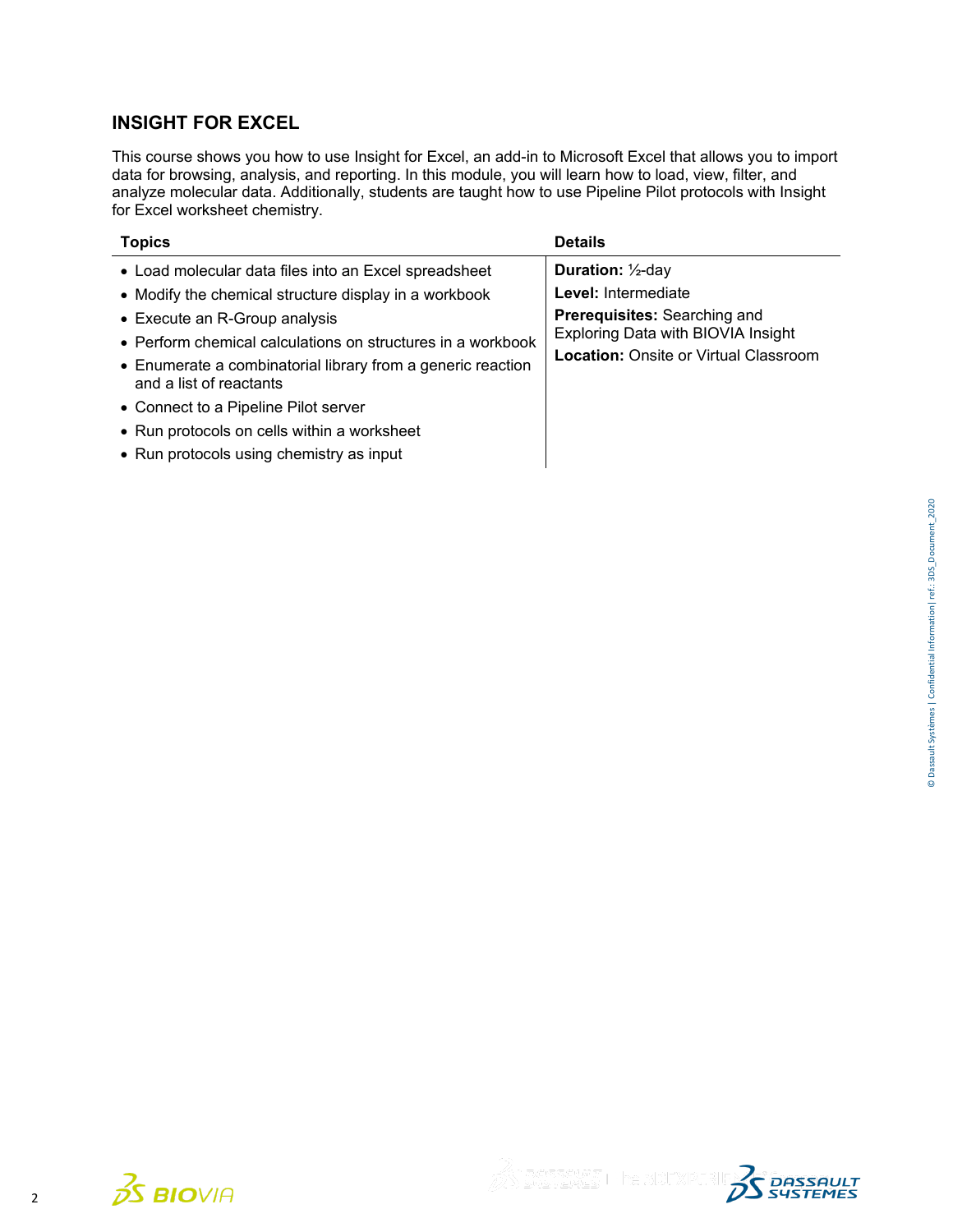## INSIGHT FOR EXCEL

This course shows you how to use Insight for Excel, an add-in to Microsoft Excel that allows you to import data for browsing, analysis, and reporting. In this module, you will learn how to load, view, filter, and analyze molecular data. Additionally, students are taught how to use Pipeline Pilot protocols with Insight for Excel worksheet chemistry.

| Topics | Details |
|---|---|
| • Load molecular data files into an Excel spreadsheet<br>• Modify the chemical structure display in a workbook<br>• Execute an R-Group analysis<br>• Perform chemical calculations on structures in a workbook<br>• Enumerate a combinatorial library from a generic reaction and a list of reactants<br>• Connect to a Pipeline Pilot server<br>• Run protocols on cells within a worksheet<br>• Run protocols using chemistry as input | **Duration:** ½-day<br>**Level:** Intermediate<br>**Prerequisites:** Searching and Exploring Data with BIOVIA Insight<br>**Location:** Onsite or Virtual Classroom |